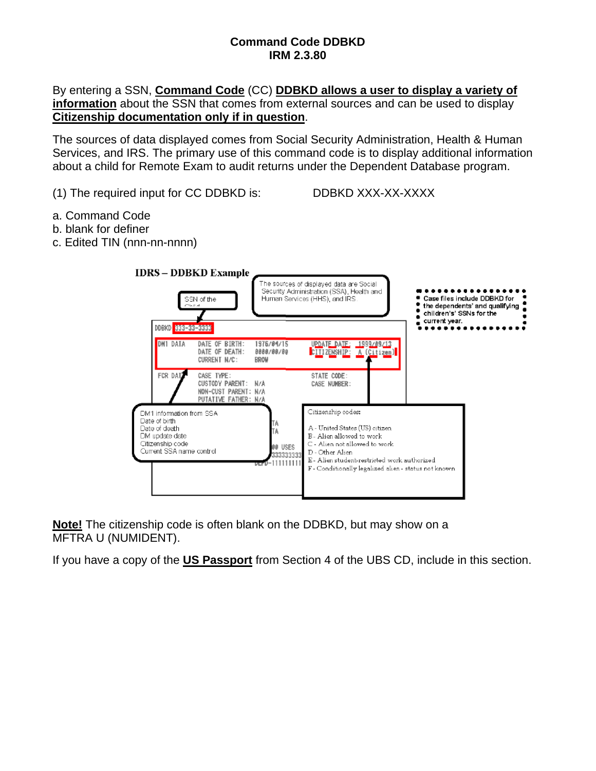# Command Code DDBKD
## IRM 2.3.80

By entering a SSN, **Command Code** (CC) **DDBKD allows a user to display a variety of information** about the SSN that comes from external sources and can be used to display **Citizenship documentation only if in question**.

The sources of data displayed comes from Social Security Administration, Health & Human Services, and IRS. The primary use of this command code is to display additional information about a child for Remote Exam to audit returns under the Dependent Database program.

(1) The required input for CC DDBKD is: DDBKD XXX-XX-XXXX

a. Command Code
b. blank for definer
c. Edited TIN (nnn-nn-nnnn)

**IDRS – DDBKD Example**

SSN of the Child

The sources of displayed data are Social Security Administration (SSA), Health and Human Services (HHS), and IRS.

Case files include DDBKD for the dependents' and qualifying children's' SSNs for the current year.

```
DDBKD 333-33-3333

DM1 DATA    DATE OF BIRTH:   1976/04/15      UPDATE DATE:  1999/09/13
            DATE OF DEATH:   0000/00/00      CITIZENSHIP:  A (Citizen)
            CURRENT N/C:     BROW

FCR DATA    CASE TYPE:                       STATE CODE:
            CUSTODY PARENT:  N/A             CASE NUMBER:
            NON-CUST PARENT: N/A
            PUTATIVE FATHER: N/A
```

DM1 information from SSA
Date of birth
Date of death
DM update date
Citizenship code
Current SSA name control

Citizenship codes:

A - United States (US) citizen
B - Alien allowed to work
C - Alien not allowed to work
D - Other Alien
E - Alien student-restricted work authorized
F - Conditionally legalized alien - status not known

**Note!** The citizenship code is often blank on the DDBKD, but may show on a MFTRA U (NUMIDENT).

If you have a copy of the **US Passport** from Section 4 of the UBS CD, include in this section.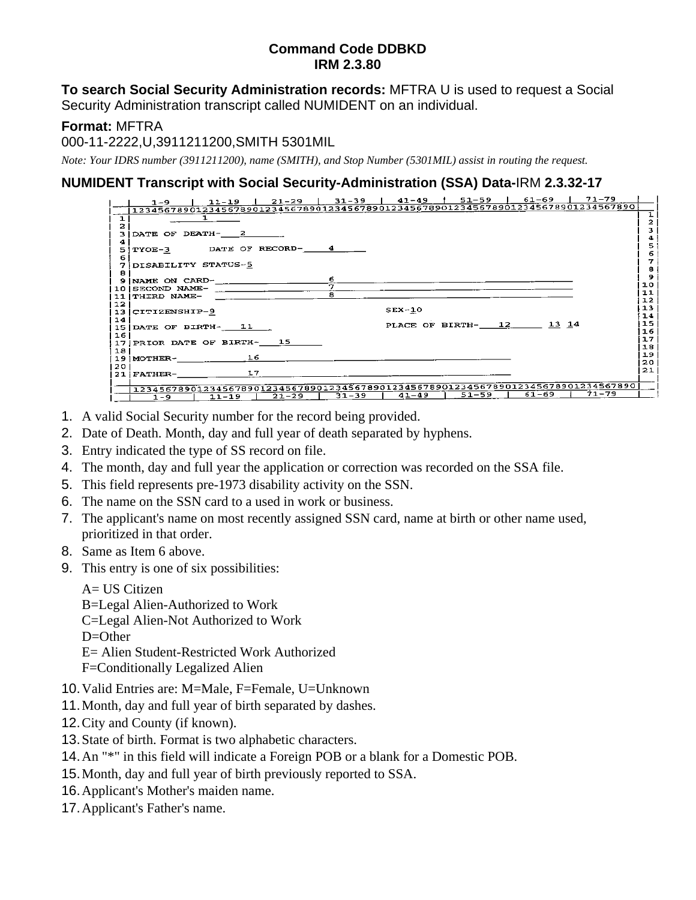**Command Code DDBKD**
**IRM 2.3.80**

**To search Social Security Administration records:** MFTRA U is used to request a Social Security Administration transcript called NUMIDENT on an individual.

**Format:** MFTRA
000-11-2222,U,3911211200,SMITH 5301MIL

*Note: Your IDRS number (3911211200), name (SMITH), and Stop Number (5301MIL) assist in routing the request.*

**NUMIDENT Transcript with Social Security-Administration (SSA) Data-**IRM **2.3.32-17**

```
|  |   1-9   |  11-19  |  21-29  |  31-39  |  41-49  |  51-59  |  61-69  |  71-79  |   |
|  |12345678901234567890123456789012345678901234567890123456789012345678901234567890|   |
| 1|         1                                                                      | 1 |
| 2|                                                                                | 2 |
| 3|DATE OF DEATH-___2_______                                                       | 3 |
| 4|                                                                                | 4 |
| 5|TYOE-3       DATE OF RECORD-_____4_____                                         | 5 |
| 6|                                                                                | 6 |
| 7|DISABILITY STATUS-5                                                             | 7 |
| 8|                                                                                | 8 |
| 9|NAME ON CARD-_____________________6_____________________________________        | 9 |
|10|SECOND NAME-  ____________________7_____________________________________        |10 |
|11|THIRD NAME-   ____________________8_____________________________________        |11 |
|12|                                                                                |12 |
|13|CITIZENSHIP-9                          SEX-10                                   |13 |
|14|                                                                                |14 |
|15|DATE OF BIRTH-___11___                 PLACE OF BIRTH-___12______ 13 14         |15 |
|16|                                                                                |16 |
|17|PRIOR DATE OF BIRTH-___15______                                                 |17 |
|18|                                                                                |18 |
|19|MOTHER-____________16_________________________________________                  |19 |
|20|                                                                                |20 |
|21|FATHER-____________17_____________________________                              |21 |
|  |12345678901234567890123456789012345678901234567890123456789012345678901234567890|   |
|  |   1-9   |  11-19  |  21-29  |  31-39  |  41-49  |  51-59  |  61-69  |  71-79  |   |
```

1. A valid Social Security number for the record being provided.
2. Date of Death. Month, day and full year of death separated by hyphens.
3. Entry indicated the type of SS record on file.
4. The month, day and full year the application or correction was recorded on the SSA file.
5. This field represents pre-1973 disability activity on the SSN.
6. The name on the SSN card to a used in work or business.
7. The applicant's name on most recently assigned SSN card, name at birth or other name used, prioritized in that order.
8. Same as Item 6 above.
9. This entry is one of six possibilities:

   A= US Citizen
   B=Legal Alien-Authorized to Work
   C=Legal Alien-Not Authorized to Work
   D=Other
   E= Alien Student-Restricted Work Authorized
   F=Conditionally Legalized Alien

10. Valid Entries are: M=Male, F=Female, U=Unknown
11. Month, day and full year of birth separated by dashes.
12. City and County (if known).
13. State of birth. Format is two alphabetic characters.
14. An "*" in this field will indicate a Foreign POB or a blank for a Domestic POB.
15. Month, day and full year of birth previously reported to SSA.
16. Applicant's Mother's maiden name.
17. Applicant's Father's name.